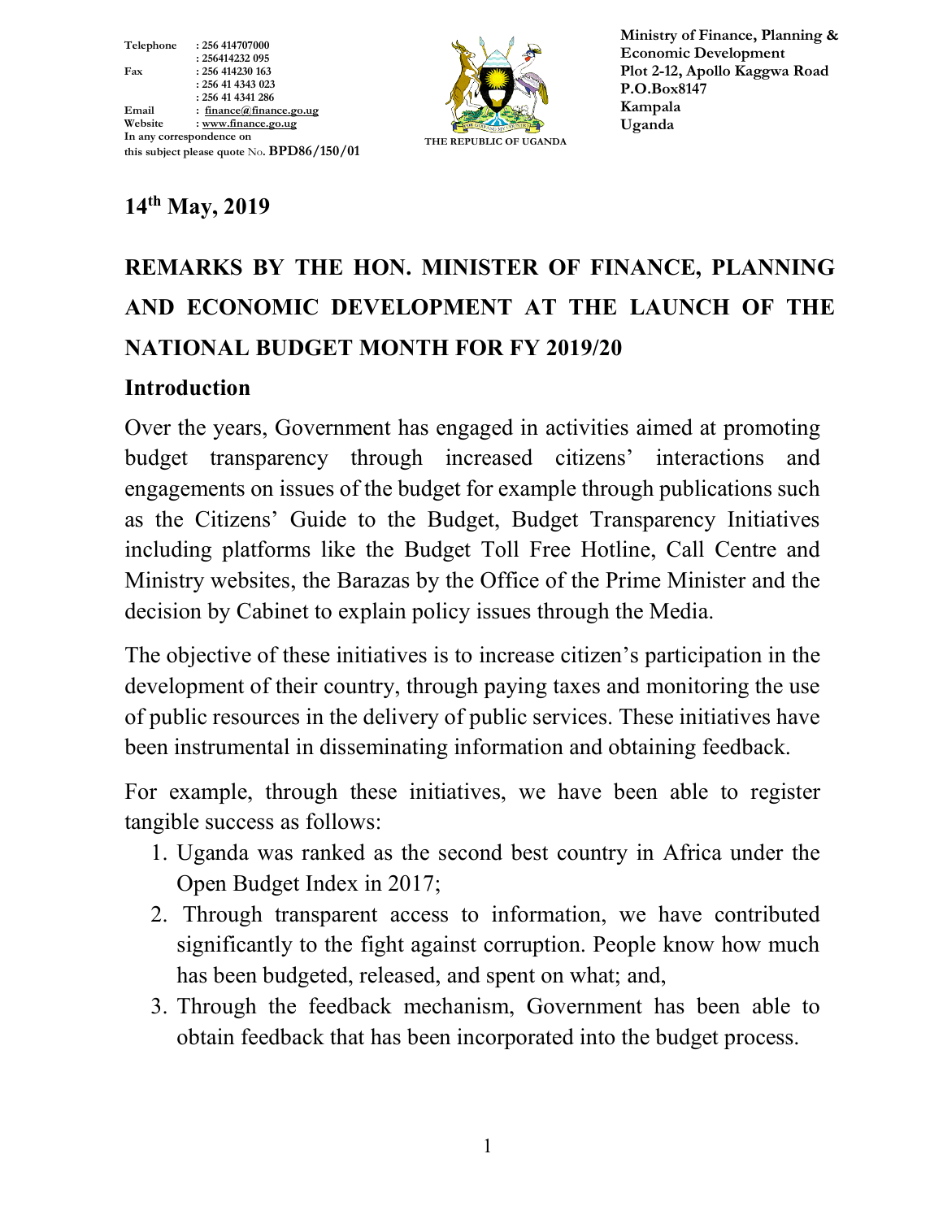Telephone : 256 414707000
: 256414232 095
Fax : 256 414230 163
: 256 41 4343 023
: 256 41 4341 286
Email : finance@finance.go.ug
Website : www.finance.go.ug
In any correspondence on
this subject please quote No. **BPD86/150/01**

THE REPUBLIC OF UGANDA

**Ministry of Finance, Planning & Economic Development**
**Plot 2-12, Apollo Kaggwa Road**
**P.O.Box8147**
**Kampala**
**Uganda**

**14th May, 2019**

# REMARKS BY THE HON. MINISTER OF FINANCE, PLANNING AND ECONOMIC DEVELOPMENT AT THE LAUNCH OF THE NATIONAL BUDGET MONTH FOR FY 2019/20

## Introduction

Over the years, Government has engaged in activities aimed at promoting budget transparency through increased citizens' interactions and engagements on issues of the budget for example through publications such as the Citizens' Guide to the Budget, Budget Transparency Initiatives including platforms like the Budget Toll Free Hotline, Call Centre and Ministry websites, the Barazas by the Office of the Prime Minister and the decision by Cabinet to explain policy issues through the Media.

The objective of these initiatives is to increase citizen's participation in the development of their country, through paying taxes and monitoring the use of public resources in the delivery of public services. These initiatives have been instrumental in disseminating information and obtaining feedback.

For example, through these initiatives, we have been able to register tangible success as follows:

1. Uganda was ranked as the second best country in Africa under the Open Budget Index in 2017;
2. Through transparent access to information, we have contributed significantly to the fight against corruption. People know how much has been budgeted, released, and spent on what; and,
3. Through the feedback mechanism, Government has been able to obtain feedback that has been incorporated into the budget process.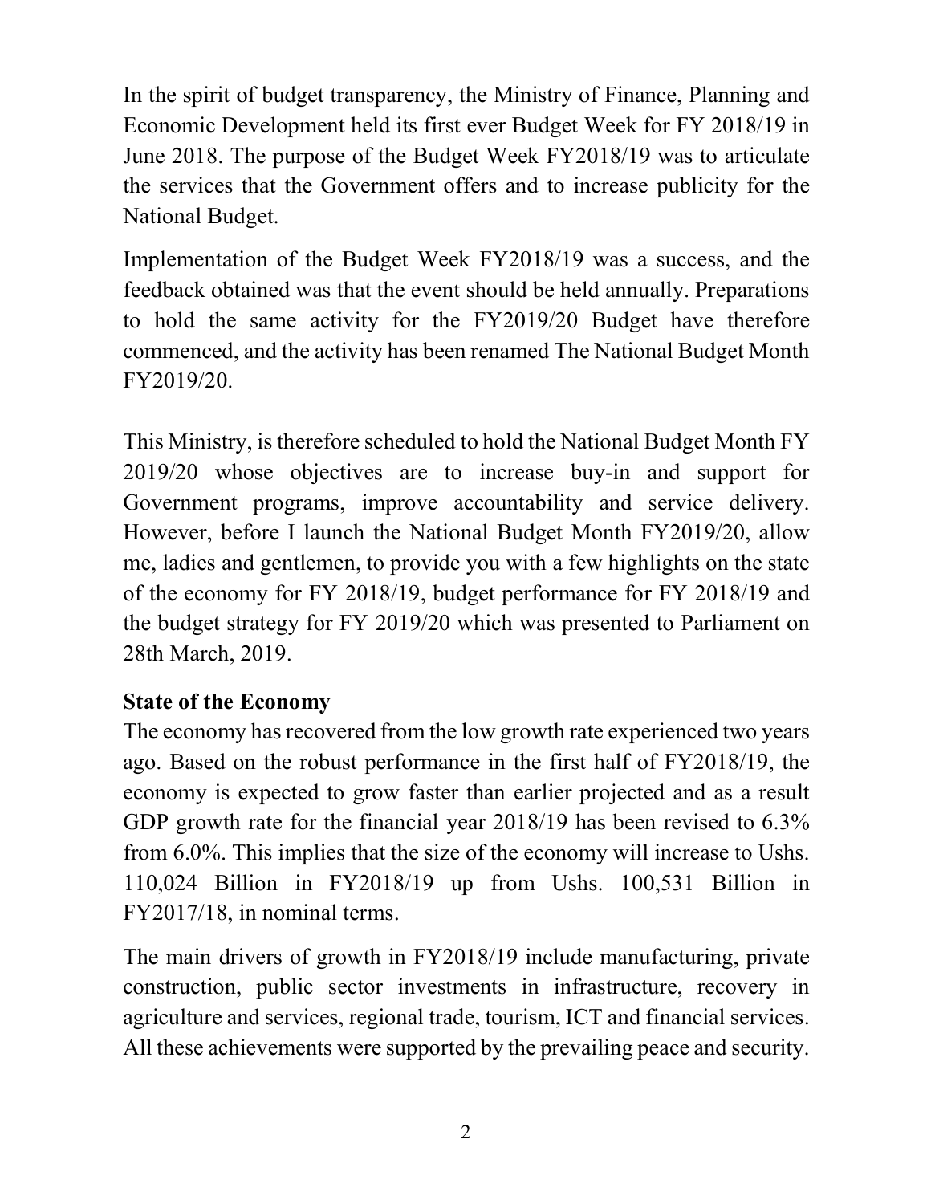In the spirit of budget transparency, the Ministry of Finance, Planning and Economic Development held its first ever Budget Week for FY 2018/19 in June 2018. The purpose of the Budget Week FY2018/19 was to articulate the services that the Government offers and to increase publicity for the National Budget.

Implementation of the Budget Week FY2018/19 was a success, and the feedback obtained was that the event should be held annually. Preparations to hold the same activity for the FY2019/20 Budget have therefore commenced, and the activity has been renamed The National Budget Month FY2019/20.

This Ministry, is therefore scheduled to hold the National Budget Month FY 2019/20 whose objectives are to increase buy-in and support for Government programs, improve accountability and service delivery. However, before I launch the National Budget Month FY2019/20, allow me, ladies and gentlemen, to provide you with a few highlights on the state of the economy for FY 2018/19, budget performance for FY 2018/19 and the budget strategy for FY 2019/20 which was presented to Parliament on 28th March, 2019.

**State of the Economy**

The economy has recovered from the low growth rate experienced two years ago. Based on the robust performance in the first half of FY2018/19, the economy is expected to grow faster than earlier projected and as a result GDP growth rate for the financial year 2018/19 has been revised to 6.3% from 6.0%. This implies that the size of the economy will increase to Ushs. 110,024 Billion in FY2018/19 up from Ushs. 100,531 Billion in FY2017/18, in nominal terms.

The main drivers of growth in FY2018/19 include manufacturing, private construction, public sector investments in infrastructure, recovery in agriculture and services, regional trade, tourism, ICT and financial services. All these achievements were supported by the prevailing peace and security.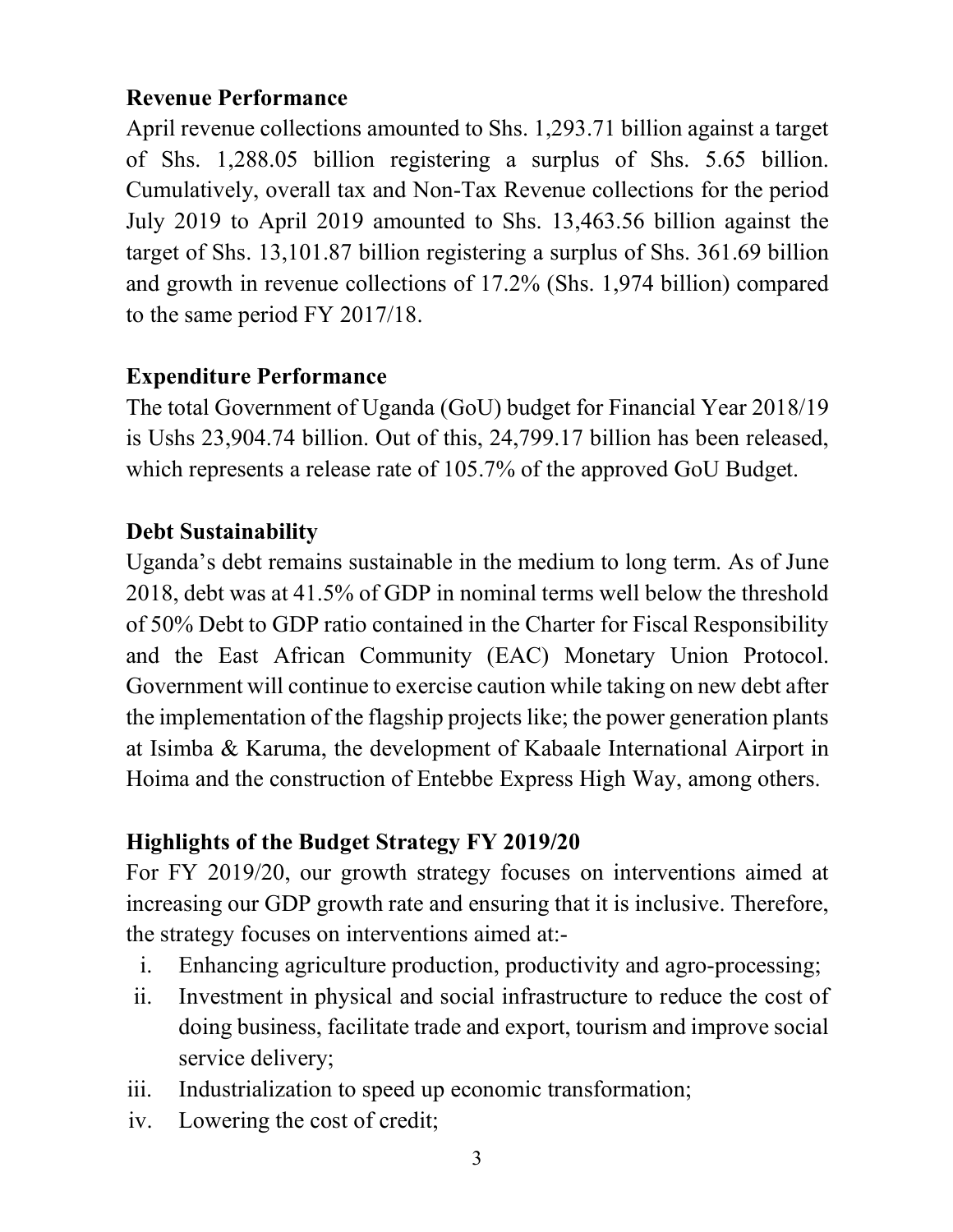**Revenue Performance**

April revenue collections amounted to Shs. 1,293.71 billion against a target of Shs. 1,288.05 billion registering a surplus of Shs. 5.65 billion. Cumulatively, overall tax and Non-Tax Revenue collections for the period July 2019 to April 2019 amounted to Shs. 13,463.56 billion against the target of Shs. 13,101.87 billion registering a surplus of Shs. 361.69 billion and growth in revenue collections of 17.2% (Shs. 1,974 billion) compared to the same period FY 2017/18.

**Expenditure Performance**

The total Government of Uganda (GoU) budget for Financial Year 2018/19 is Ushs 23,904.74 billion. Out of this, 24,799.17 billion has been released, which represents a release rate of 105.7% of the approved GoU Budget.

**Debt Sustainability**

Uganda's debt remains sustainable in the medium to long term. As of June 2018, debt was at 41.5% of GDP in nominal terms well below the threshold of 50% Debt to GDP ratio contained in the Charter for Fiscal Responsibility and the East African Community (EAC) Monetary Union Protocol. Government will continue to exercise caution while taking on new debt after the implementation of the flagship projects like; the power generation plants at Isimba & Karuma, the development of Kabaale International Airport in Hoima and the construction of Entebbe Express High Way, among others.

**Highlights of the Budget Strategy FY 2019/20**

For FY 2019/20, our growth strategy focuses on interventions aimed at increasing our GDP growth rate and ensuring that it is inclusive. Therefore, the strategy focuses on interventions aimed at:-

i. Enhancing agriculture production, productivity and agro-processing;
ii. Investment in physical and social infrastructure to reduce the cost of doing business, facilitate trade and export, tourism and improve social service delivery;
iii. Industrialization to speed up economic transformation;
iv. Lowering the cost of credit;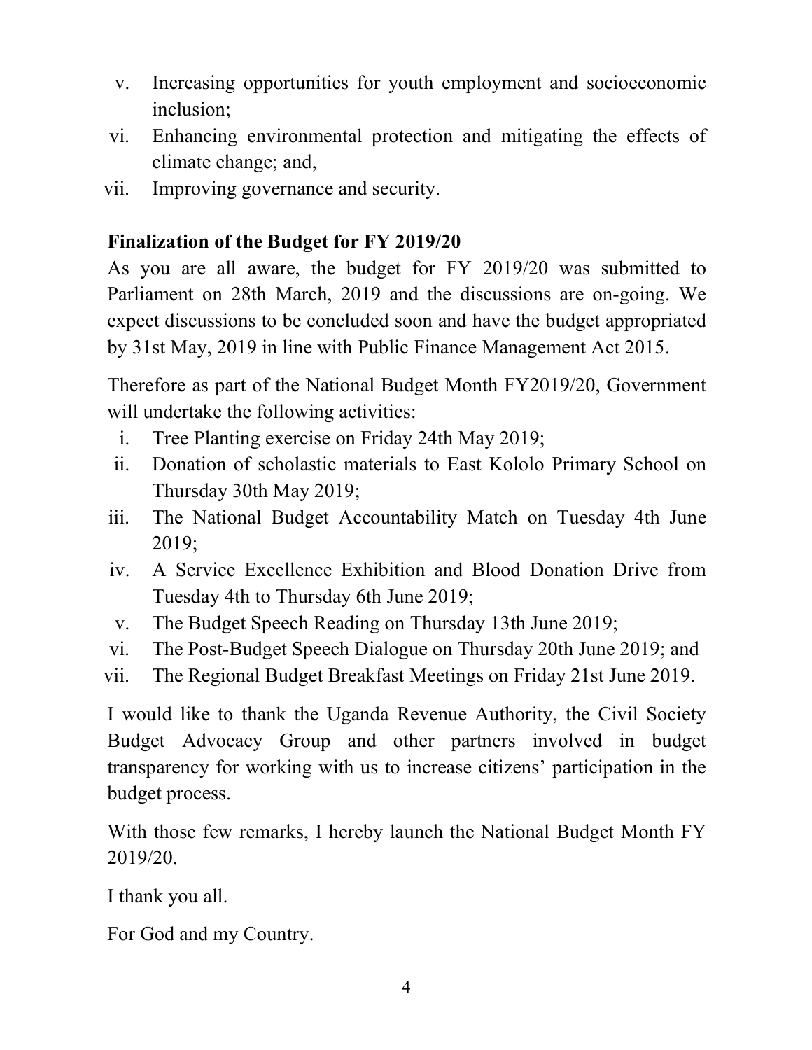v. Increasing opportunities for youth employment and socioeconomic inclusion;
vi. Enhancing environmental protection and mitigating the effects of climate change; and,
vii. Improving governance and security.

**Finalization of the Budget for FY 2019/20**

As you are all aware, the budget for FY 2019/20 was submitted to Parliament on 28th March, 2019 and the discussions are on-going. We expect discussions to be concluded soon and have the budget appropriated by 31st May, 2019 in line with Public Finance Management Act 2015.

Therefore as part of the National Budget Month FY2019/20, Government will undertake the following activities:

i. Tree Planting exercise on Friday 24th May 2019;
ii. Donation of scholastic materials to East Kololo Primary School on Thursday 30th May 2019;
iii. The National Budget Accountability Match on Tuesday 4th June 2019;
iv. A Service Excellence Exhibition and Blood Donation Drive from Tuesday 4th to Thursday 6th June 2019;
v. The Budget Speech Reading on Thursday 13th June 2019;
vi. The Post-Budget Speech Dialogue on Thursday 20th June 2019; and
vii. The Regional Budget Breakfast Meetings on Friday 21st June 2019.

I would like to thank the Uganda Revenue Authority, the Civil Society Budget Advocacy Group and other partners involved in budget transparency for working with us to increase citizens' participation in the budget process.

With those few remarks, I hereby launch the National Budget Month FY 2019/20.

I thank you all.

For God and my Country.